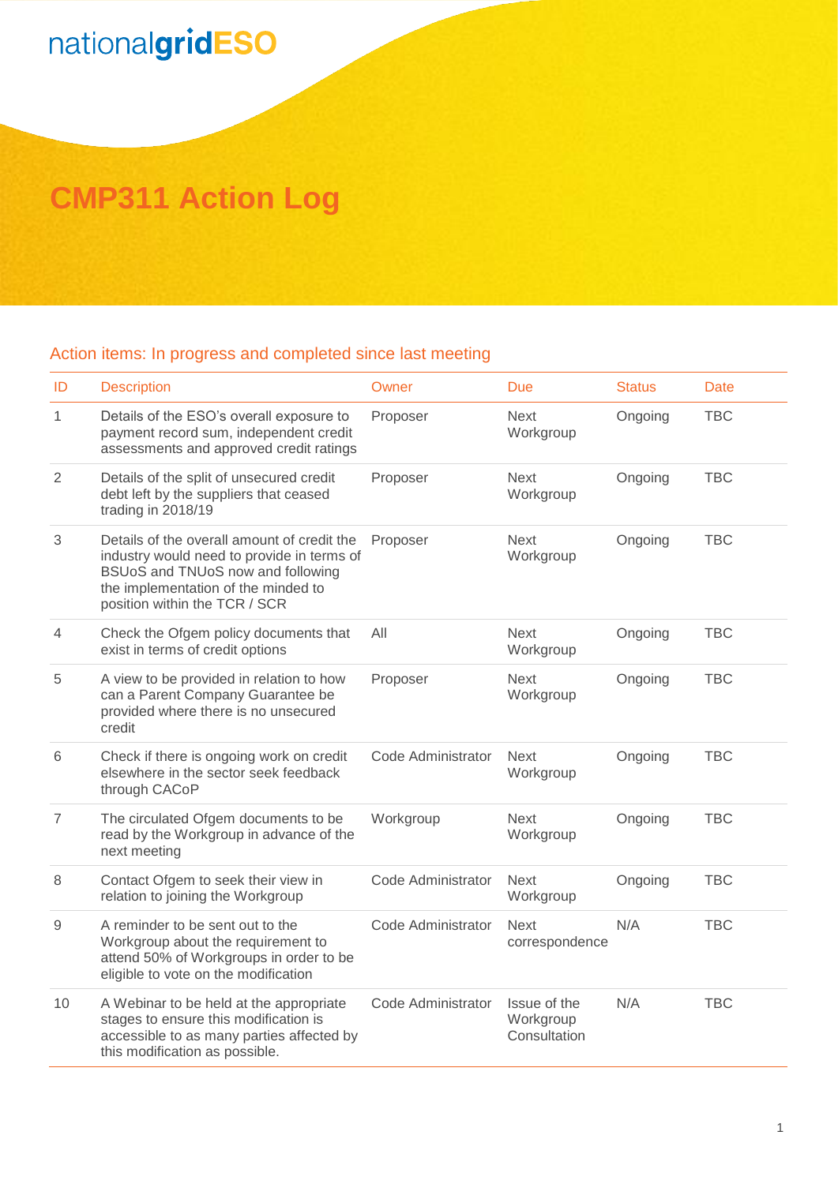nationalgridESO

# CMP311 Action Log

## Action items: In progress and completed since last meeting

| ID | Description | Owner | Due | Status | Date |
|---|---|---|---|---|---|
| 1 | Details of the ESO's overall exposure to payment record sum, independent credit assessments and approved credit ratings | Proposer | Next Workgroup | Ongoing | TBC |
| 2 | Details of the split of unsecured credit debt left by the suppliers that ceased trading in 2018/19 | Proposer | Next Workgroup | Ongoing | TBC |
| 3 | Details of the overall amount of credit the industry would need to provide in terms of BSUoS and TNUoS now and following the implementation of the minded to position within the TCR / SCR | Proposer | Next Workgroup | Ongoing | TBC |
| 4 | Check the Ofgem policy documents that exist in terms of credit options | All | Next Workgroup | Ongoing | TBC |
| 5 | A view to be provided in relation to how can a Parent Company Guarantee be provided where there is no unsecured credit | Proposer | Next Workgroup | Ongoing | TBC |
| 6 | Check if there is ongoing work on credit elsewhere in the sector seek feedback through CACoP | Code Administrator | Next Workgroup | Ongoing | TBC |
| 7 | The circulated Ofgem documents to be read by the Workgroup in advance of the next meeting | Workgroup | Next Workgroup | Ongoing | TBC |
| 8 | Contact Ofgem to seek their view in relation to joining the Workgroup | Code Administrator | Next Workgroup | Ongoing | TBC |
| 9 | A reminder to be sent out to the Workgroup about the requirement to attend 50% of Workgroups in order to be eligible to vote on the modification | Code Administrator | Next correspondence | N/A | TBC |
| 10 | A Webinar to be held at the appropriate stages to ensure this modification is accessible to as many parties affected by this modification as possible. | Code Administrator | Issue of the Workgroup Consultation | N/A | TBC |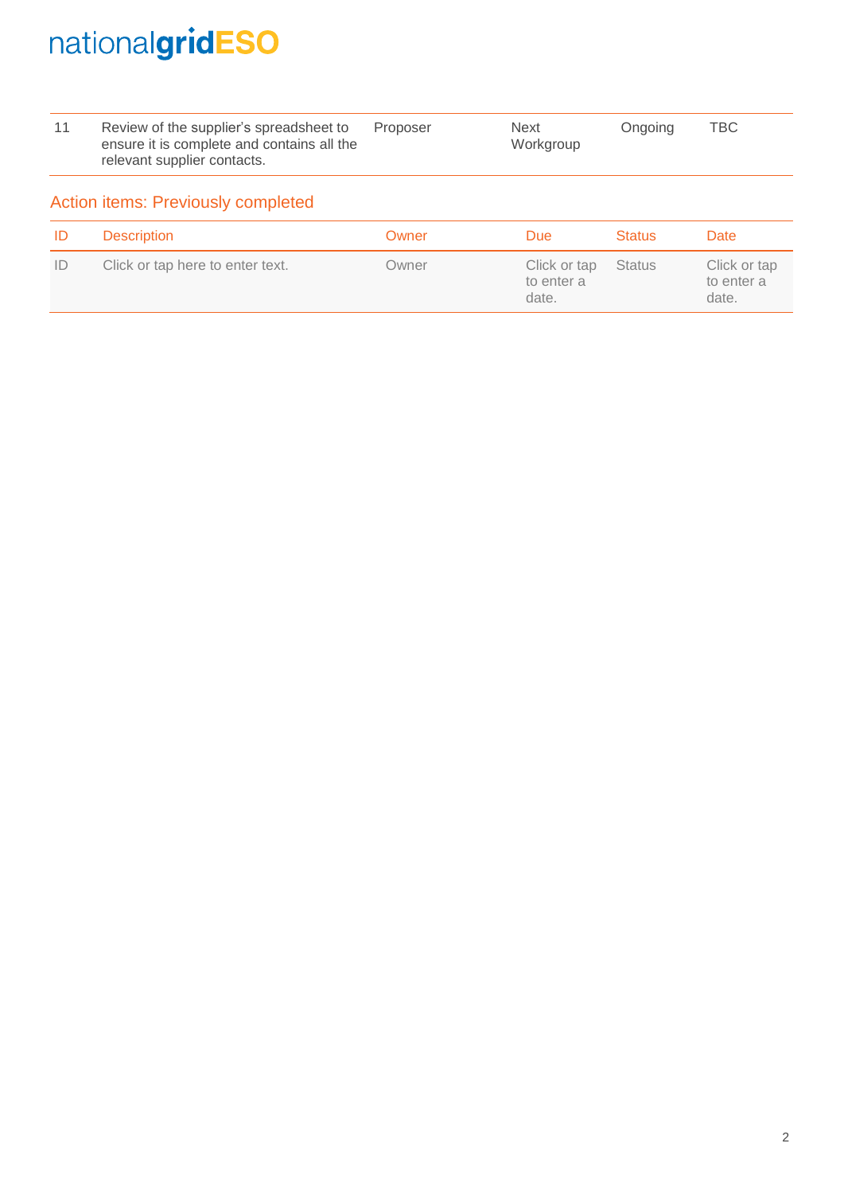| | | | | | |
|---|---|---|---|---|---|
| 11 | Review of the supplier's spreadsheet to ensure it is complete and contains all the relevant supplier contacts. | Proposer | Next Workgroup | Ongoing | TBC |

## Action items: Previously completed

| ID | Description | Owner | Due | Status | Date |
|---|---|---|---|---|---|
| ID | Click or tap here to enter text. | Owner | Click or tap to enter a date. | Status | Click or tap to enter a date. |